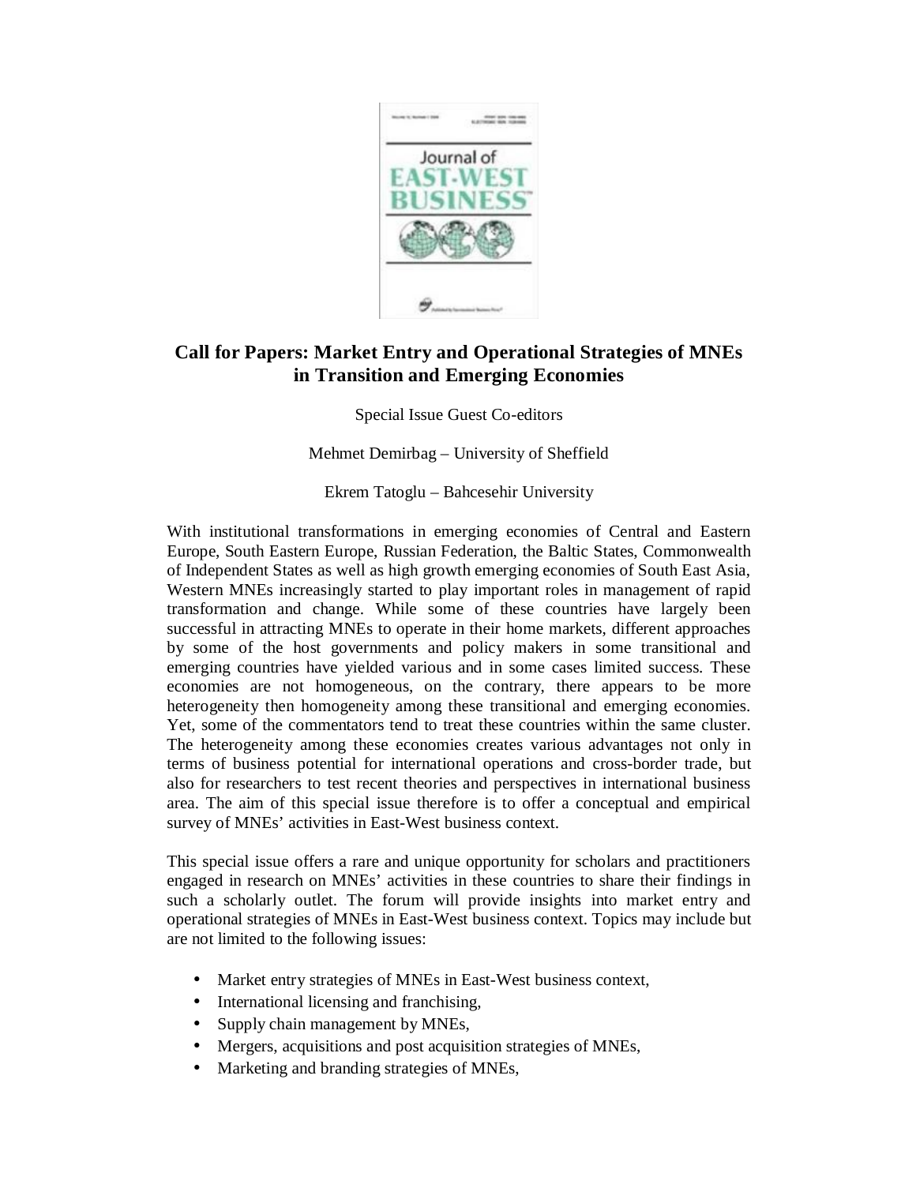## Call for Papers: Market Entry and Operational Strategies of MNEs in Transition and Emerging Economies

Special Issue Guest Co-editors

Mehmet Demirbag – University of Sheffield

Ekrem Tatoglu – Bahcesehir University

With institutional transformations in emerging economies of Central and Eastern Europe, South Eastern Europe, Russian Federation, the Baltic States, Commonwealth of Independent States as well as high growth emerging economies of South East Asia, Western MNEs increasingly started to play important roles in management of rapid transformation and change. While some of these countries have largely been successful in attracting MNEs to operate in their home markets, different approaches by some of the host governments and policy makers in some transitional and emerging countries have yielded various and in some cases limited success. These economies are not homogeneous, on the contrary, there appears to be more heterogeneity then homogeneity among these transitional and emerging economies. Yet, some of the commentators tend to treat these countries within the same cluster. The heterogeneity among these economies creates various advantages not only in terms of business potential for international operations and cross-border trade, but also for researchers to test recent theories and perspectives in international business area. The aim of this special issue therefore is to offer a conceptual and empirical survey of MNEs' activities in East-West business context.

This special issue offers a rare and unique opportunity for scholars and practitioners engaged in research on MNEs' activities in these countries to share their findings in such a scholarly outlet. The forum will provide insights into market entry and operational strategies of MNEs in East-West business context. Topics may include but are not limited to the following issues:

- Market entry strategies of MNEs in East-West business context,
- International licensing and franchising,
- Supply chain management by MNEs,
- Mergers, acquisitions and post acquisition strategies of MNEs,
- Marketing and branding strategies of MNEs,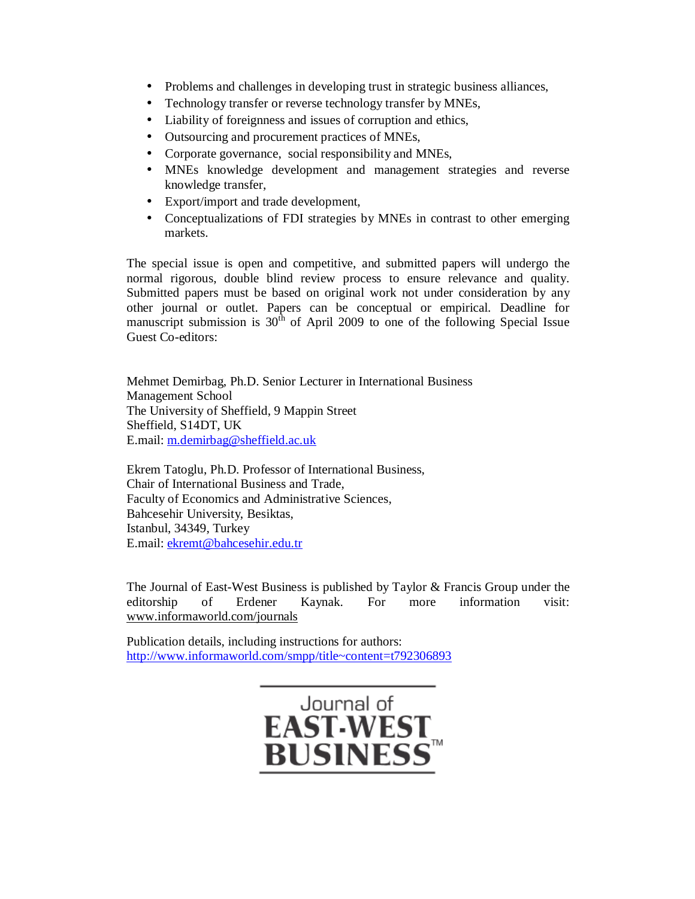- Problems and challenges in developing trust in strategic business alliances,
- Technology transfer or reverse technology transfer by MNEs,
- Liability of foreignness and issues of corruption and ethics,
- Outsourcing and procurement practices of MNEs,
- Corporate governance, social responsibility and MNEs,
- MNEs knowledge development and management strategies and reverse knowledge transfer,
- Export/import and trade development,
- Conceptualizations of FDI strategies by MNEs in contrast to other emerging markets.

The special issue is open and competitive, and submitted papers will undergo the normal rigorous, double blind review process to ensure relevance and quality. Submitted papers must be based on original work not under consideration by any other journal or outlet. Papers can be conceptual or empirical. Deadline for manuscript submission is 30th of April 2009 to one of the following Special Issue Guest Co-editors:

Mehmet Demirbag, Ph.D. Senior Lecturer in International Business
Management School
The University of Sheffield, 9 Mappin Street
Sheffield, S14DT, UK
E.mail: m.demirbag@sheffield.ac.uk

Ekrem Tatoglu, Ph.D. Professor of International Business,
Chair of International Business and Trade,
Faculty of Economics and Administrative Sciences,
Bahcesehir University, Besiktas,
Istanbul, 34349, Turkey
E.mail: ekremt@bahcesehir.edu.tr

The Journal of East-West Business is published by Taylor & Francis Group under the editorship of Erdener Kaynak. For more information visit: www.informaworld.com/journals

Publication details, including instructions for authors:
http://www.informaworld.com/smpp/title~content=t792306893

Journal of EAST-WEST BUSINESS™